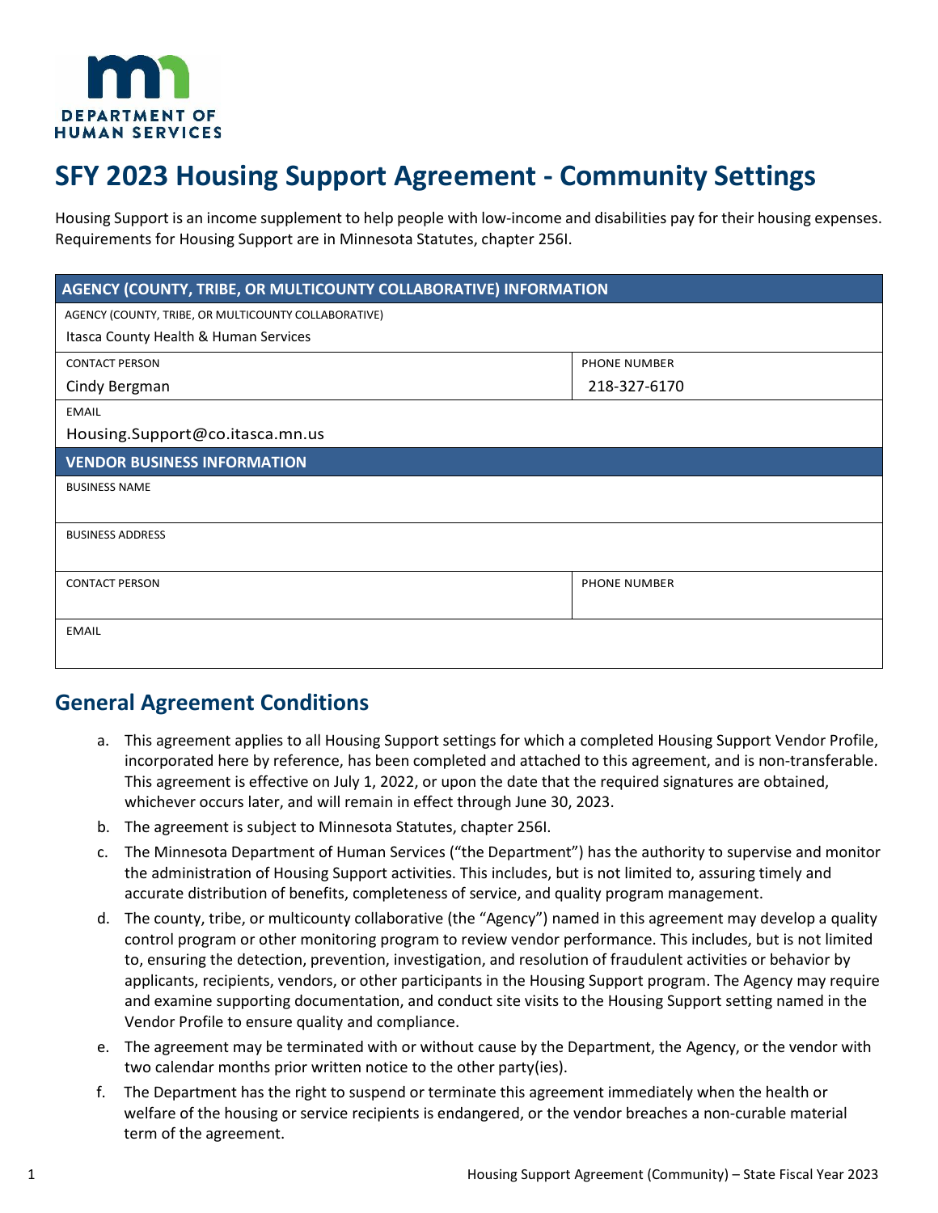DEPARTMENT OF HUMAN SERVICES

# SFY 2023 Housing Support Agreement - Community Settings

Housing Support is an income supplement to help people with low-income and disabilities pay for their housing expenses. Requirements for Housing Support are in Minnesota Statutes, chapter 256I.

| AGENCY (COUNTY, TRIBE, OR MULTICOUNTY COLLABORATIVE) INFORMATION | |
|---|---|
| AGENCY (COUNTY, TRIBE, OR MULTICOUNTY COLLABORATIVE)<br>Itasca County Health & Human Services | |
| CONTACT PERSON<br>Cindy Bergman | PHONE NUMBER<br>218-327-6170 |
| EMAIL<br>Housing.Support@co.itasca.mn.us | |
| **VENDOR BUSINESS INFORMATION** | |
| BUSINESS NAME | |
| BUSINESS ADDRESS | |
| CONTACT PERSON | PHONE NUMBER |
| EMAIL | |

## General Agreement Conditions

a. This agreement applies to all Housing Support settings for which a completed Housing Support Vendor Profile, incorporated here by reference, has been completed and attached to this agreement, and is non-transferable. This agreement is effective on July 1, 2022, or upon the date that the required signatures are obtained, whichever occurs later, and will remain in effect through June 30, 2023.

b. The agreement is subject to Minnesota Statutes, chapter 256I.

c. The Minnesota Department of Human Services ("the Department") has the authority to supervise and monitor the administration of Housing Support activities. This includes, but is not limited to, assuring timely and accurate distribution of benefits, completeness of service, and quality program management.

d. The county, tribe, or multicounty collaborative (the "Agency") named in this agreement may develop a quality control program or other monitoring program to review vendor performance. This includes, but is not limited to, ensuring the detection, prevention, investigation, and resolution of fraudulent activities or behavior by applicants, recipients, vendors, or other participants in the Housing Support program. The Agency may require and examine supporting documentation, and conduct site visits to the Housing Support setting named in the Vendor Profile to ensure quality and compliance.

e. The agreement may be terminated with or without cause by the Department, the Agency, or the vendor with two calendar months prior written notice to the other party(ies).

f. The Department has the right to suspend or terminate this agreement immediately when the health or welfare of the housing or service recipients is endangered, or the vendor breaches a non-curable material term of the agreement.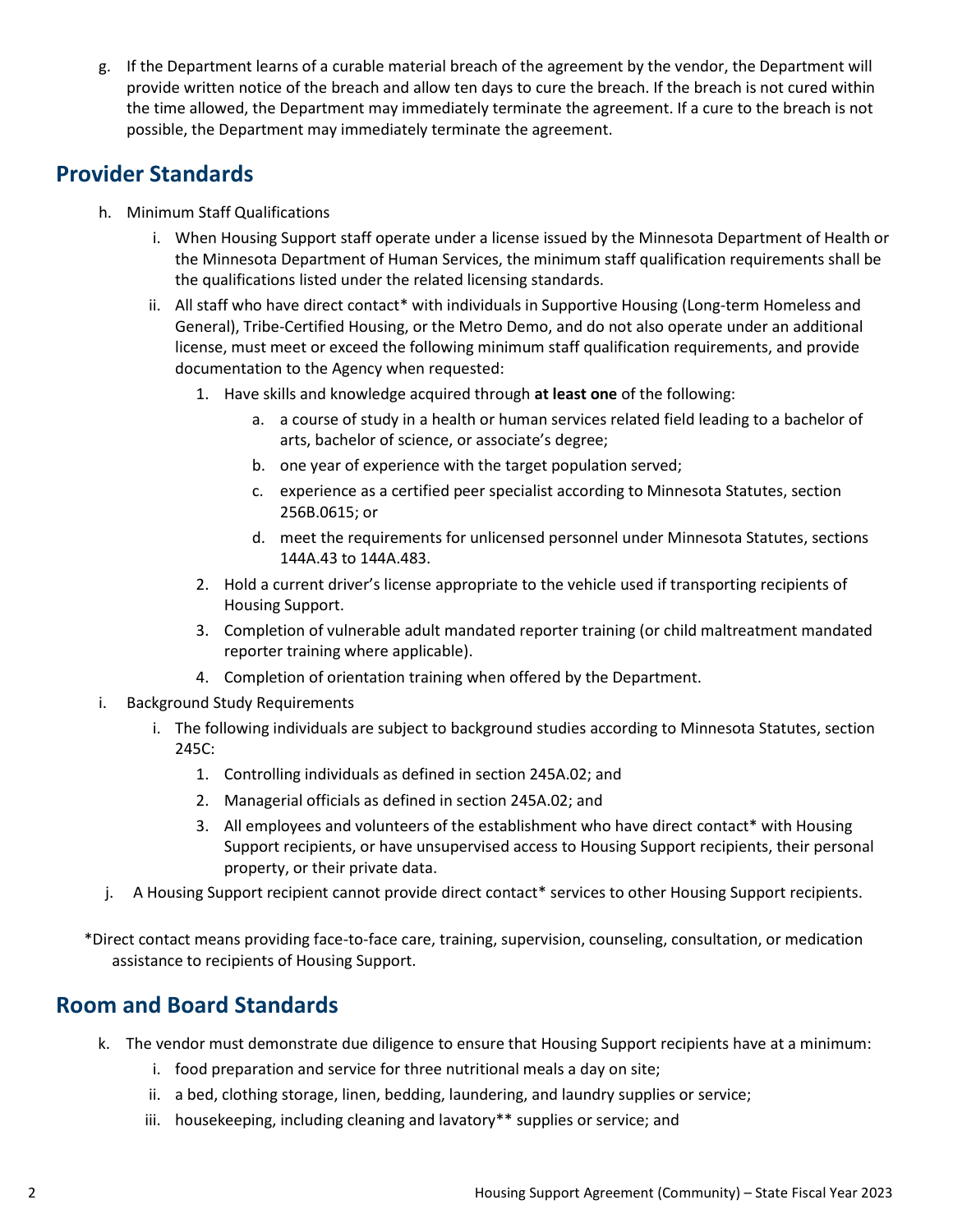g. If the Department learns of a curable material breach of the agreement by the vendor, the Department will provide written notice of the breach and allow ten days to cure the breach. If the breach is not cured within the time allowed, the Department may immediately terminate the agreement. If a cure to the breach is not possible, the Department may immediately terminate the agreement.

## Provider Standards

h. Minimum Staff Qualifications
   - i. When Housing Support staff operate under a license issued by the Minnesota Department of Health or the Minnesota Department of Human Services, the minimum staff qualification requirements shall be the qualifications listed under the related licensing standards.
   - ii. All staff who have direct contact* with individuals in Supportive Housing (Long-term Homeless and General), Tribe-Certified Housing, or the Metro Demo, and do not also operate under an additional license, must meet or exceed the following minimum staff qualification requirements, and provide documentation to the Agency when requested:
     1. Have skills and knowledge acquired through **at least one** of the following:
        - a. a course of study in a health or human services related field leading to a bachelor of arts, bachelor of science, or associate's degree;
        - b. one year of experience with the target population served;
        - c. experience as a certified peer specialist according to Minnesota Statutes, section 256B.0615; or
        - d. meet the requirements for unlicensed personnel under Minnesota Statutes, sections 144A.43 to 144A.483.
     2. Hold a current driver's license appropriate to the vehicle used if transporting recipients of Housing Support.
     3. Completion of vulnerable adult mandated reporter training (or child maltreatment mandated reporter training where applicable).
     4. Completion of orientation training when offered by the Department.

i. Background Study Requirements
   - i. The following individuals are subject to background studies according to Minnesota Statutes, section 245C:
     1. Controlling individuals as defined in section 245A.02; and
     2. Managerial officials as defined in section 245A.02; and
     3. All employees and volunteers of the establishment who have direct contact* with Housing Support recipients, or have unsupervised access to Housing Support recipients, their personal property, or their private data.

j. A Housing Support recipient cannot provide direct contact* services to other Housing Support recipients.

*Direct contact means providing face-to-face care, training, supervision, counseling, consultation, or medication assistance to recipients of Housing Support.

## Room and Board Standards

k. The vendor must demonstrate due diligence to ensure that Housing Support recipients have at a minimum:
   - i. food preparation and service for three nutritional meals a day on site;
   - ii. a bed, clothing storage, linen, bedding, laundering, and laundry supplies or service;
   - iii. housekeeping, including cleaning and lavatory** supplies or service; and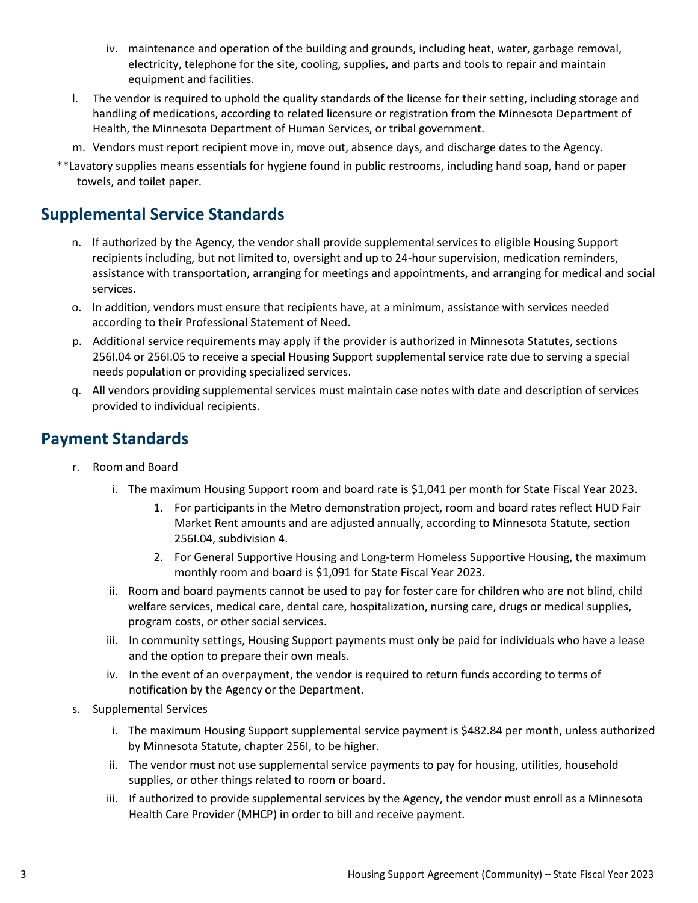iv. maintenance and operation of the building and grounds, including heat, water, garbage removal, electricity, telephone for the site, cooling, supplies, and parts and tools to repair and maintain equipment and facilities.

l. The vendor is required to uphold the quality standards of the license for their setting, including storage and handling of medications, according to related licensure or registration from the Minnesota Department of Health, the Minnesota Department of Human Services, or tribal government.

m. Vendors must report recipient move in, move out, absence days, and discharge dates to the Agency.

**Lavatory supplies means essentials for hygiene found in public restrooms, including hand soap, hand or paper towels, and toilet paper.

## Supplemental Service Standards

n. If authorized by the Agency, the vendor shall provide supplemental services to eligible Housing Support recipients including, but not limited to, oversight and up to 24-hour supervision, medication reminders, assistance with transportation, arranging for meetings and appointments, and arranging for medical and social services.

o. In addition, vendors must ensure that recipients have, at a minimum, assistance with services needed according to their Professional Statement of Need.

p. Additional service requirements may apply if the provider is authorized in Minnesota Statutes, sections 256I.04 or 256I.05 to receive a special Housing Support supplemental service rate due to serving a special needs population or providing specialized services.

q. All vendors providing supplemental services must maintain case notes with date and description of services provided to individual recipients.

## Payment Standards

r. Room and Board

   i. The maximum Housing Support room and board rate is $1,041 per month for State Fiscal Year 2023.

      1. For participants in the Metro demonstration project, room and board rates reflect HUD Fair Market Rent amounts and are adjusted annually, according to Minnesota Statute, section 256I.04, subdivision 4.

      2. For General Supportive Housing and Long-term Homeless Supportive Housing, the maximum monthly room and board is $1,091 for State Fiscal Year 2023.

   ii. Room and board payments cannot be used to pay for foster care for children who are not blind, child welfare services, medical care, dental care, hospitalization, nursing care, drugs or medical supplies, program costs, or other social services.

   iii. In community settings, Housing Support payments must only be paid for individuals who have a lease and the option to prepare their own meals.

   iv. In the event of an overpayment, the vendor is required to return funds according to terms of notification by the Agency or the Department.

s. Supplemental Services

   i. The maximum Housing Support supplemental service payment is $482.84 per month, unless authorized by Minnesota Statute, chapter 256I, to be higher.

   ii. The vendor must not use supplemental service payments to pay for housing, utilities, household supplies, or other things related to room or board.

   iii. If authorized to provide supplemental services by the Agency, the vendor must enroll as a Minnesota Health Care Provider (MHCP) in order to bill and receive payment.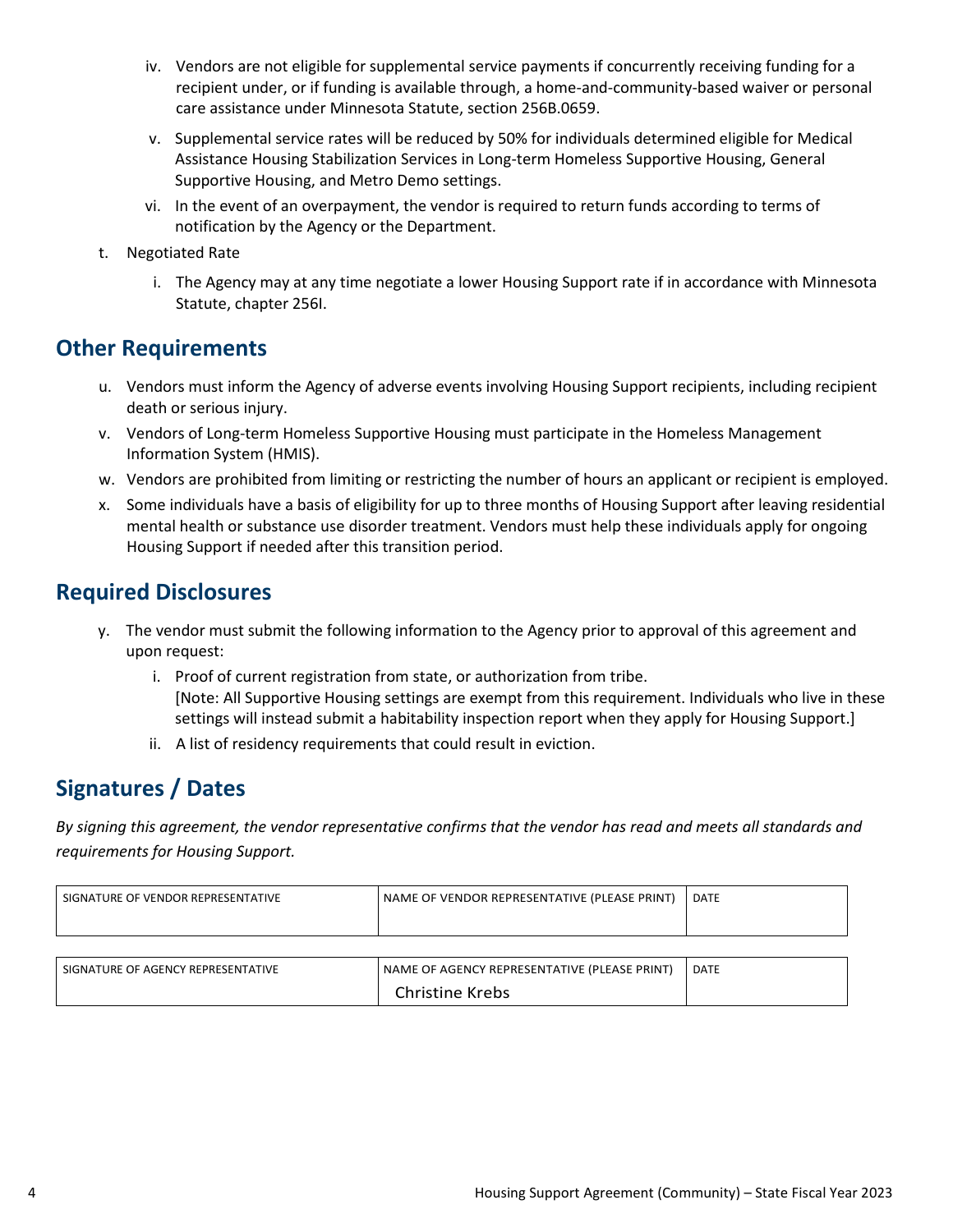iv. Vendors are not eligible for supplemental service payments if concurrently receiving funding for a recipient under, or if funding is available through, a home-and-community-based waiver or personal care assistance under Minnesota Statute, section 256B.0659.

v. Supplemental service rates will be reduced by 50% for individuals determined eligible for Medical Assistance Housing Stabilization Services in Long-term Homeless Supportive Housing, General Supportive Housing, and Metro Demo settings.

vi. In the event of an overpayment, the vendor is required to return funds according to terms of notification by the Agency or the Department.

t. Negotiated Rate

i. The Agency may at any time negotiate a lower Housing Support rate if in accordance with Minnesota Statute, chapter 256I.

## Other Requirements

u. Vendors must inform the Agency of adverse events involving Housing Support recipients, including recipient death or serious injury.

v. Vendors of Long-term Homeless Supportive Housing must participate in the Homeless Management Information System (HMIS).

w. Vendors are prohibited from limiting or restricting the number of hours an applicant or recipient is employed.

x. Some individuals have a basis of eligibility for up to three months of Housing Support after leaving residential mental health or substance use disorder treatment. Vendors must help these individuals apply for ongoing Housing Support if needed after this transition period.

## Required Disclosures

y. The vendor must submit the following information to the Agency prior to approval of this agreement and upon request:

i. Proof of current registration from state, or authorization from tribe. [Note: All Supportive Housing settings are exempt from this requirement. Individuals who live in these settings will instead submit a habitability inspection report when they apply for Housing Support.]

ii. A list of residency requirements that could result in eviction.

## Signatures / Dates

*By signing this agreement, the vendor representative confirms that the vendor has read and meets all standards and requirements for Housing Support.*

| SIGNATURE OF VENDOR REPRESENTATIVE | NAME OF VENDOR REPRESENTATIVE (PLEASE PRINT) | DATE |
|---|---|---|
| | | |

| SIGNATURE OF AGENCY REPRESENTATIVE | NAME OF AGENCY REPRESENTATIVE (PLEASE PRINT) | DATE |
|---|---|---|
| | Christine Krebs | |